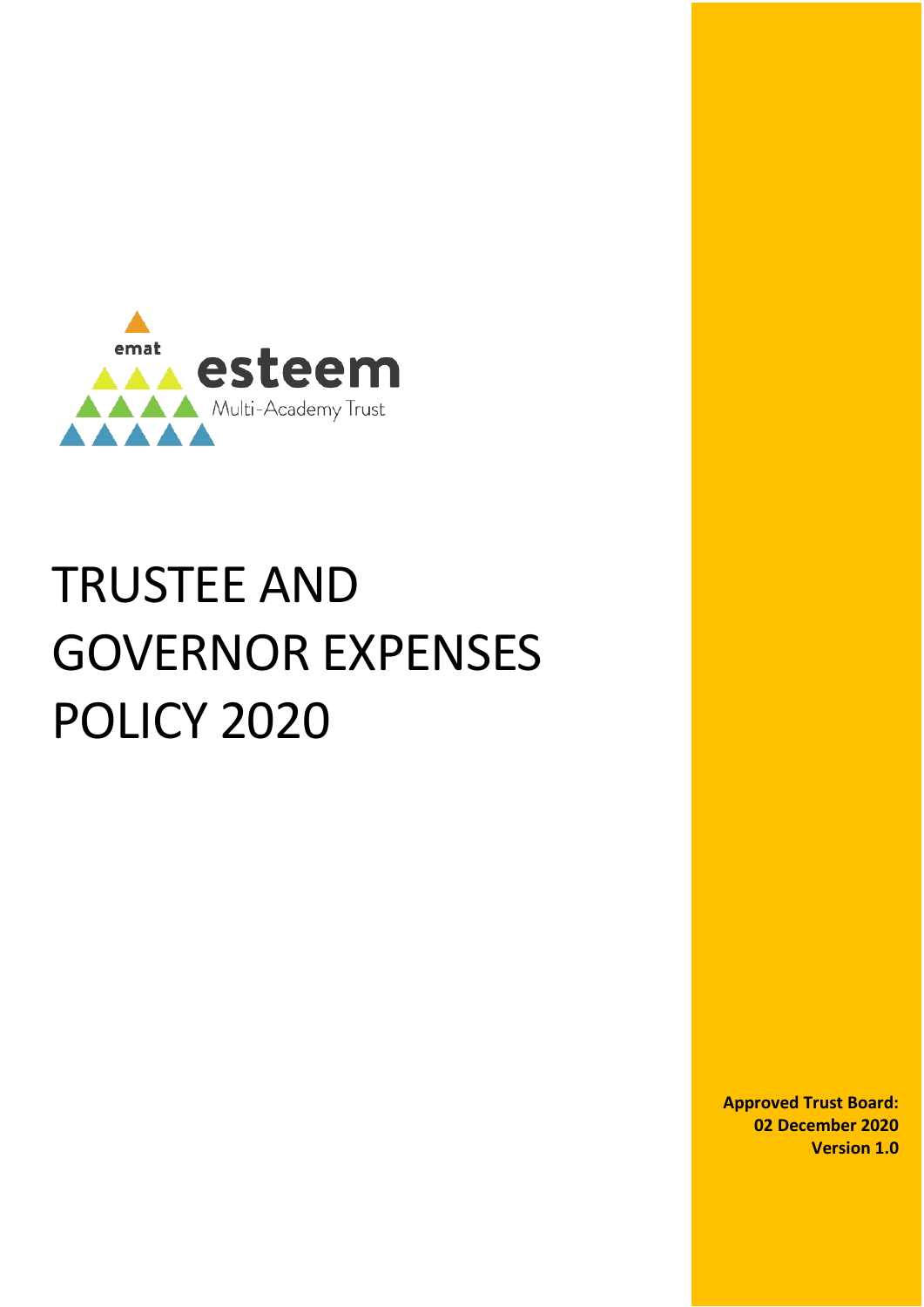emat

esteem

Multi-Academy Trust

# TRUSTEE AND GOVERNOR EXPENSES POLICY 2020

**Approved Trust Board:**
**02 December 2020**
**Version 1.0**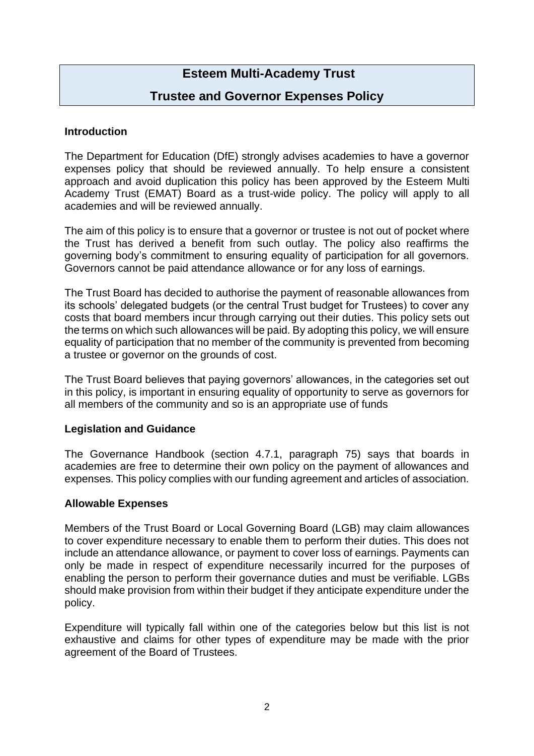**Esteem Multi-Academy Trust**

**Trustee and Governor Expenses Policy**

## Introduction

The Department for Education (DfE) strongly advises academies to have a governor expenses policy that should be reviewed annually. To help ensure a consistent approach and avoid duplication this policy has been approved by the Esteem Multi Academy Trust (EMAT) Board as a trust-wide policy. The policy will apply to all academies and will be reviewed annually.

The aim of this policy is to ensure that a governor or trustee is not out of pocket where the Trust has derived a benefit from such outlay. The policy also reaffirms the governing body's commitment to ensuring equality of participation for all governors. Governors cannot be paid attendance allowance or for any loss of earnings.

The Trust Board has decided to authorise the payment of reasonable allowances from its schools' delegated budgets (or the central Trust budget for Trustees) to cover any costs that board members incur through carrying out their duties. This policy sets out the terms on which such allowances will be paid. By adopting this policy, we will ensure equality of participation that no member of the community is prevented from becoming a trustee or governor on the grounds of cost.

The Trust Board believes that paying governors' allowances, in the categories set out in this policy, is important in ensuring equality of opportunity to serve as governors for all members of the community and so is an appropriate use of funds

## Legislation and Guidance

The Governance Handbook (section 4.7.1, paragraph 75) says that boards in academies are free to determine their own policy on the payment of allowances and expenses. This policy complies with our funding agreement and articles of association.

## Allowable Expenses

Members of the Trust Board or Local Governing Board (LGB) may claim allowances to cover expenditure necessary to enable them to perform their duties. This does not include an attendance allowance, or payment to cover loss of earnings. Payments can only be made in respect of expenditure necessarily incurred for the purposes of enabling the person to perform their governance duties and must be verifiable. LGBs should make provision from within their budget if they anticipate expenditure under the policy.

Expenditure will typically fall within one of the categories below but this list is not exhaustive and claims for other types of expenditure may be made with the prior agreement of the Board of Trustees.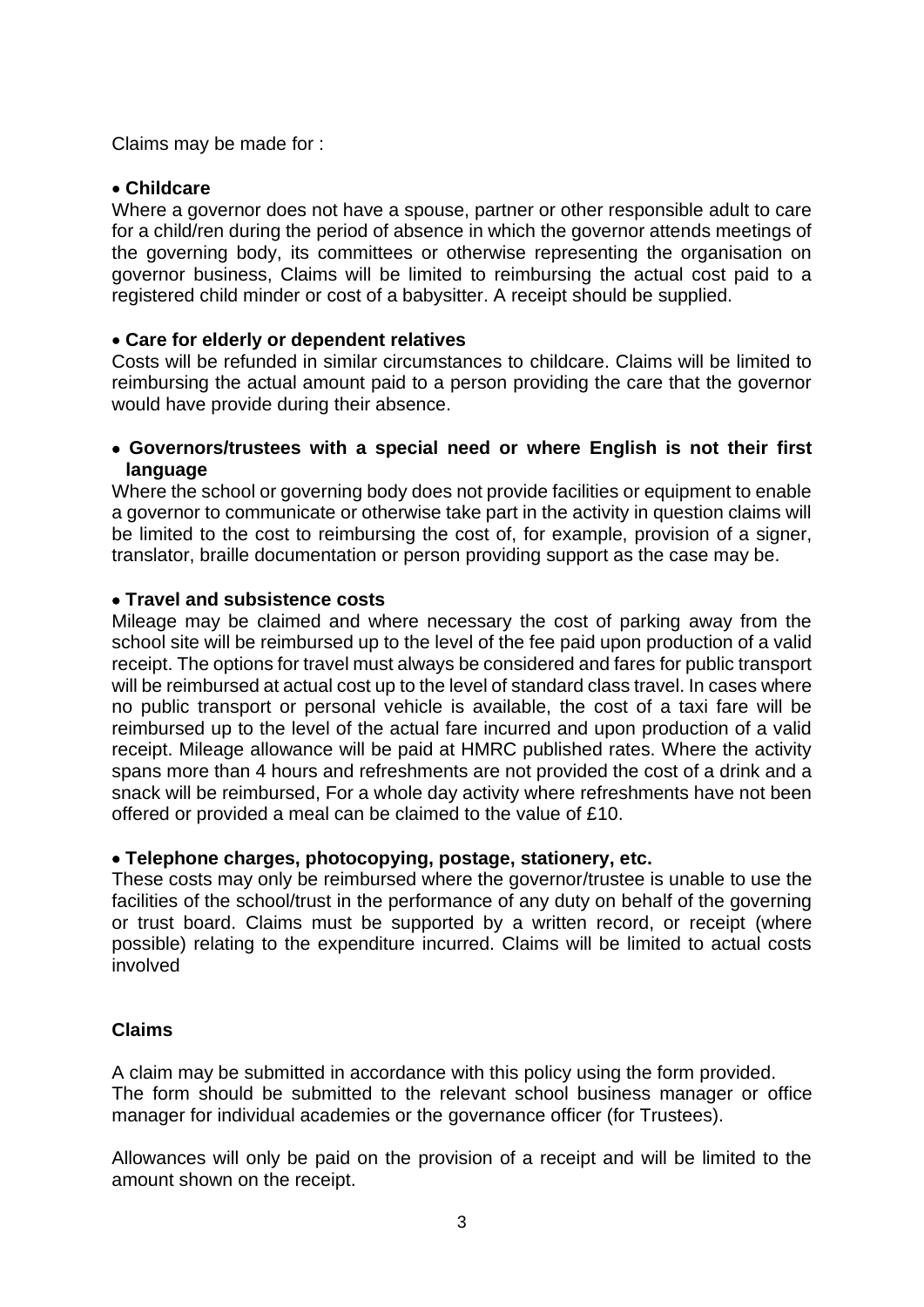Claims may be made for :

- **Childcare**

Where a governor does not have a spouse, partner or other responsible adult to care for a child/ren during the period of absence in which the governor attends meetings of the governing body, its committees or otherwise representing the organisation on governor business, Claims will be limited to reimbursing the actual cost paid to a registered child minder or cost of a babysitter. A receipt should be supplied.

- **Care for elderly or dependent relatives**

Costs will be refunded in similar circumstances to childcare. Claims will be limited to reimbursing the actual amount paid to a person providing the care that the governor would have provide during their absence.

- **Governors/trustees with a special need or where English is not their first language**

Where the school or governing body does not provide facilities or equipment to enable a governor to communicate or otherwise take part in the activity in question claims will be limited to the cost to reimbursing the cost of, for example, provision of a signer, translator, braille documentation or person providing support as the case may be.

- **Travel and subsistence costs**

Mileage may be claimed and where necessary the cost of parking away from the school site will be reimbursed up to the level of the fee paid upon production of a valid receipt. The options for travel must always be considered and fares for public transport will be reimbursed at actual cost up to the level of standard class travel. In cases where no public transport or personal vehicle is available, the cost of a taxi fare will be reimbursed up to the level of the actual fare incurred and upon production of a valid receipt. Mileage allowance will be paid at HMRC published rates. Where the activity spans more than 4 hours and refreshments are not provided the cost of a drink and a snack will be reimbursed, For a whole day activity where refreshments have not been offered or provided a meal can be claimed to the value of £10.

- **Telephone charges, photocopying, postage, stationery, etc.**

These costs may only be reimbursed where the governor/trustee is unable to use the facilities of the school/trust in the performance of any duty on behalf of the governing or trust board. Claims must be supported by a written record, or receipt (where possible) relating to the expenditure incurred. Claims will be limited to actual costs involved

**Claims**

A claim may be submitted in accordance with this policy using the form provided.
The form should be submitted to the relevant school business manager or office manager for individual academies or the governance officer (for Trustees).

Allowances will only be paid on the provision of a receipt and will be limited to the amount shown on the receipt.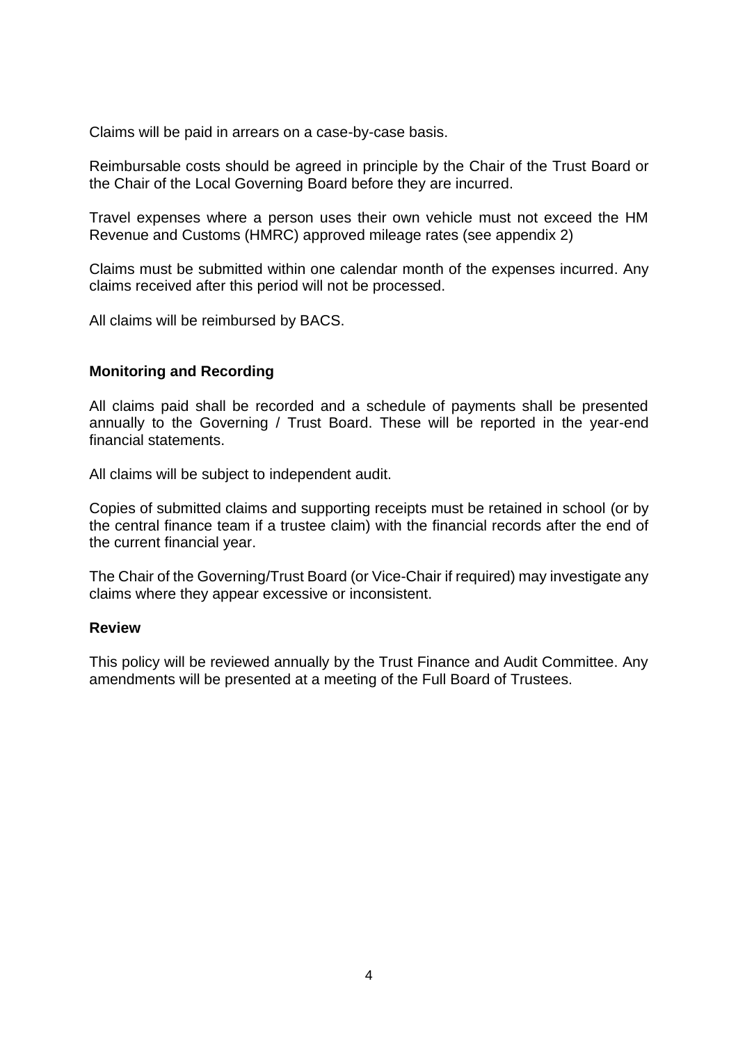Claims will be paid in arrears on a case-by-case basis.

Reimbursable costs should be agreed in principle by the Chair of the Trust Board or the Chair of the Local Governing Board before they are incurred.

Travel expenses where a person uses their own vehicle must not exceed the HM Revenue and Customs (HMRC) approved mileage rates (see appendix 2)

Claims must be submitted within one calendar month of the expenses incurred. Any claims received after this period will not be processed.

All claims will be reimbursed by BACS.

**Monitoring and Recording**

All claims paid shall be recorded and a schedule of payments shall be presented annually to the Governing / Trust Board. These will be reported in the year-end financial statements.

All claims will be subject to independent audit.

Copies of submitted claims and supporting receipts must be retained in school (or by the central finance team if a trustee claim) with the financial records after the end of the current financial year.

The Chair of the Governing/Trust Board (or Vice-Chair if required) may investigate any claims where they appear excessive or inconsistent.

**Review**

This policy will be reviewed annually by the Trust Finance and Audit Committee. Any amendments will be presented at a meeting of the Full Board of Trustees.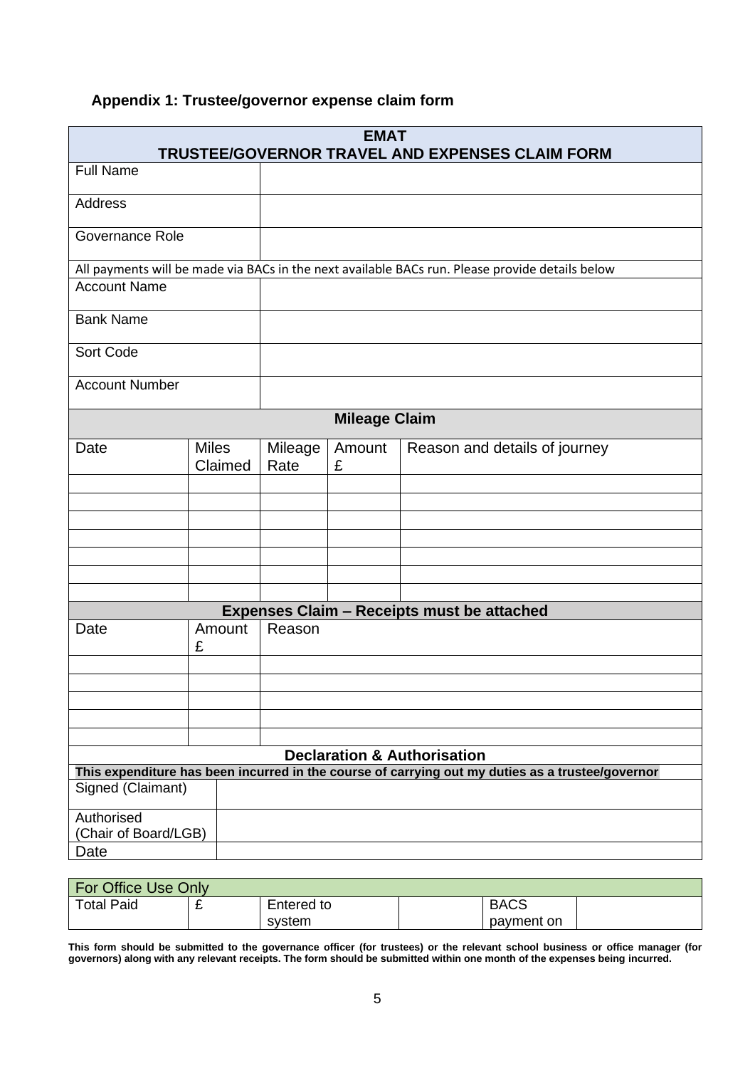### Appendix 1: Trustee/governor expense claim form

| EMAT<br>TRUSTEE/GOVERNOR TRAVEL AND EXPENSES CLAIM FORM | |
|---|---|
| Full Name | |
| Address | |
| Governance Role | |
| All payments will be made via BACs in the next available BACs run. Please provide details below | |
| Account Name | |
| Bank Name | |
| Sort Code | |
| Account Number | |

**Mileage Claim**

| Date | Miles Claimed | Mileage Rate | Amount £ | Reason and details of journey |
|---|---|---|---|---|
| | | | | |
| | | | | |
| | | | | |
| | | | | |
| | | | | |
| | | | | |
| | | | | |

**Expenses Claim – Receipts must be attached**

| Date | Amount £ | Reason |
|---|---|---|
| | | |
| | | |
| | | |
| | | |
| | | |

**Declaration & Authorisation**

**This expenditure has been incurred in the course of carrying out my duties as a trustee/governor**

| | |
|---|---|
| Signed (Claimant) | |
| Authorised (Chair of Board/LGB) | |
| Date | |

| For Office Use Only | | | | | |
|---|---|---|---|---|---|
| Total Paid | £ | Entered to system | | BACS payment on | |

**This form should be submitted to the governance officer (for trustees) or the relevant school business or office manager (for governors) along with any relevant receipts. The form should be submitted within one month of the expenses being incurred.**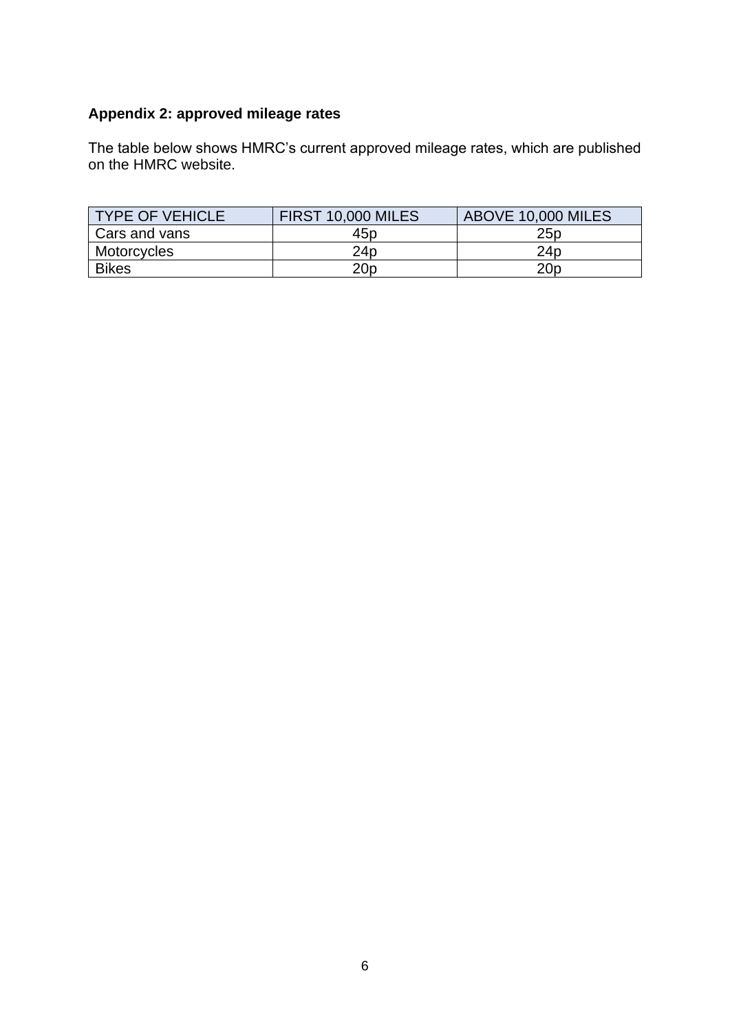**Appendix 2: approved mileage rates**

The table below shows HMRC's current approved mileage rates, which are published on the HMRC website.

| TYPE OF VEHICLE | FIRST 10,000 MILES | ABOVE 10,000 MILES |
|---|---|---|
| Cars and vans | 45p | 25p |
| Motorcycles | 24p | 24p |
| Bikes | 20p | 20p |